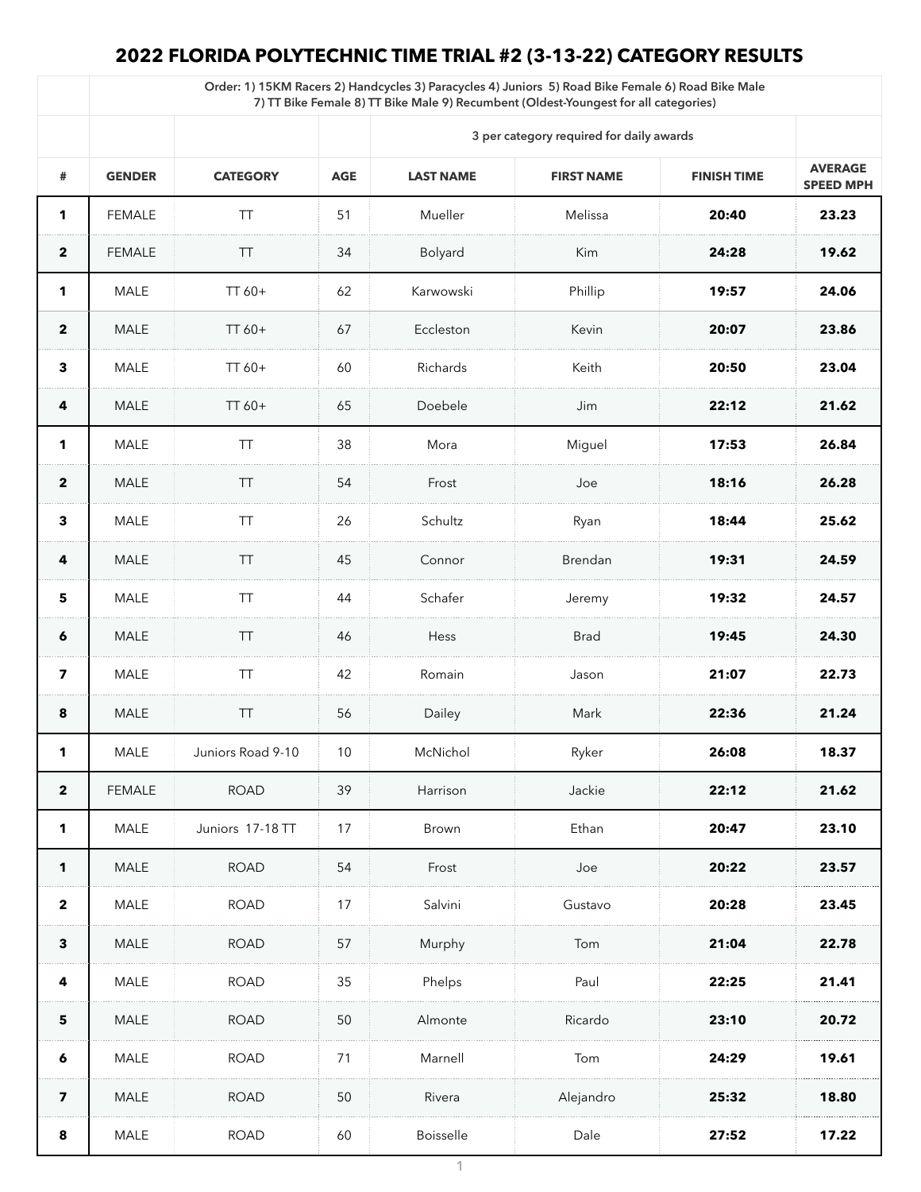# 2022 FLORIDA POLYTECHNIC TIME TRIAL #2 (3-13-22) CATEGORY RESULTS

| | Order: 1) 15KM Racers 2) Handcycles 3) Paracycles 4) Juniors 5) Road Bike Female 6) Road Bike Male 7) TT Bike Female 8) TT Bike Male 9) Recumbent (Oldest-Youngest for all categories) | | | | | | |
|---|---|---|---|---|---|---|---|
| | | | | 3 per category required for daily awards | | | |
| **#** | **GENDER** | **CATEGORY** | **AGE** | **LAST NAME** | **FIRST NAME** | **FINISH TIME** | **AVERAGE SPEED MPH** |
| **1** | FEMALE | TT | 51 | Mueller | Melissa | **20:40** | **23.23** |
| **2** | FEMALE | TT | 34 | Bolyard | Kim | **24:28** | **19.62** |
| **1** | MALE | TT 60+ | 62 | Karwowski | Phillip | **19:57** | **24.06** |
| **2** | MALE | TT 60+ | 67 | Eccleston | Kevin | **20:07** | **23.86** |
| **3** | MALE | TT 60+ | 60 | Richards | Keith | **20:50** | **23.04** |
| **4** | MALE | TT 60+ | 65 | Doebele | Jim | **22:12** | **21.62** |
| **1** | MALE | TT | 38 | Mora | Miguel | **17:53** | **26.84** |
| **2** | MALE | TT | 54 | Frost | Joe | **18:16** | **26.28** |
| **3** | MALE | TT | 26 | Schultz | Ryan | **18:44** | **25.62** |
| **4** | MALE | TT | 45 | Connor | Brendan | **19:31** | **24.59** |
| **5** | MALE | TT | 44 | Schafer | Jeremy | **19:32** | **24.57** |
| **6** | MALE | TT | 46 | Hess | Brad | **19:45** | **24.30** |
| **7** | MALE | TT | 42 | Romain | Jason | **21:07** | **22.73** |
| **8** | MALE | TT | 56 | Dailey | Mark | **22:36** | **21.24** |
| **1** | MALE | Juniors Road 9-10 | 10 | McNichol | Ryker | **26:08** | **18.37** |
| **2** | FEMALE | ROAD | 39 | Harrison | Jackie | **22:12** | **21.62** |
| **1** | MALE | Juniors 17-18 TT | 17 | Brown | Ethan | **20:47** | **23.10** |
| **1** | MALE | ROAD | 54 | Frost | Joe | **20:22** | **23.57** |
| **2** | MALE | ROAD | 17 | Salvini | Gustavo | **20:28** | **23.45** |
| **3** | MALE | ROAD | 57 | Murphy | Tom | **21:04** | **22.78** |
| **4** | MALE | ROAD | 35 | Phelps | Paul | **22:25** | **21.41** |
| **5** | MALE | ROAD | 50 | Almonte | Ricardo | **23:10** | **20.72** |
| **6** | MALE | ROAD | 71 | Marnell | Tom | **24:29** | **19.61** |
| **7** | MALE | ROAD | 50 | Rivera | Alejandro | **25:32** | **18.80** |
| **8** | MALE | ROAD | 60 | Boisselle | Dale | **27:52** | **17.22** |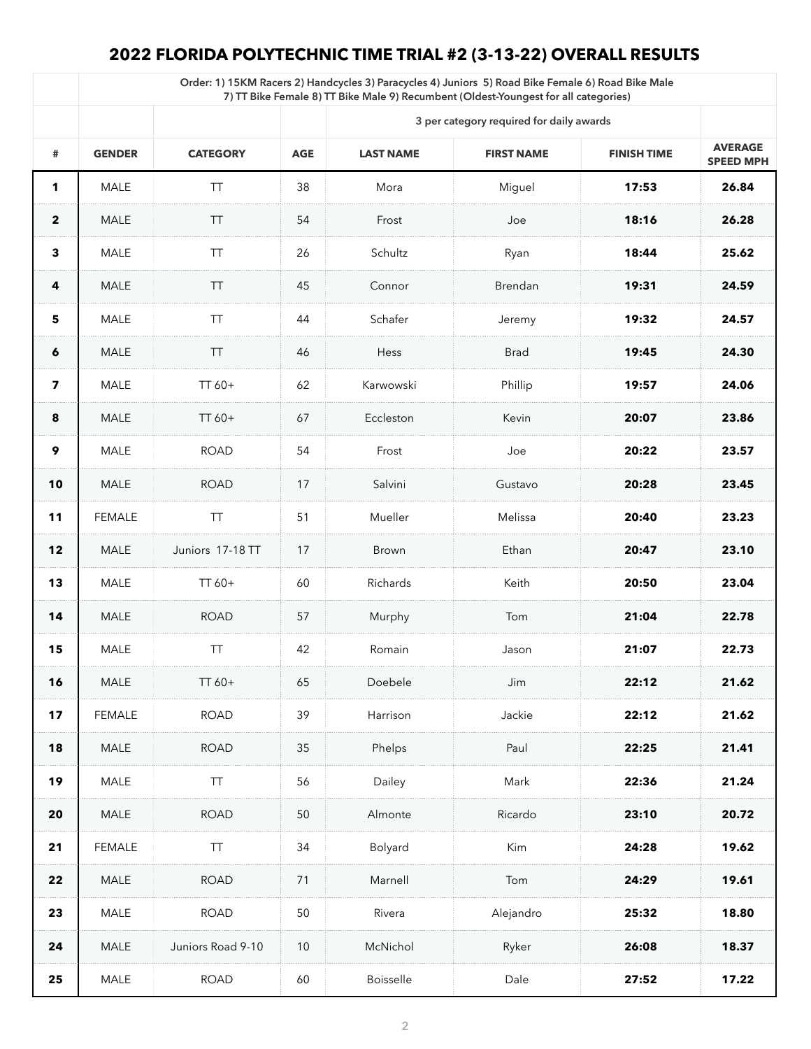# 2022 FLORIDA POLYTECHNIC TIME TRIAL #2 (3-13-22) OVERALL RESULTS

| | Order: 1) 15KM Racers 2) Handcycles 3) Paracycles 4) Juniors 5) Road Bike Female 6) Road Bike Male 7) TT Bike Female 8) TT Bike Male 9) Recumbent (Oldest-Youngest for all categories) | | | | | | |
|---|---|---|---|---|---|---|---|
| | | | | 3 per category required for daily awards | | | |
| **#** | **GENDER** | **CATEGORY** | **AGE** | **LAST NAME** | **FIRST NAME** | **FINISH TIME** | **AVERAGE SPEED MPH** |
| **1** | MALE | TT | 38 | Mora | Miguel | **17:53** | **26.84** |
| **2** | MALE | TT | 54 | Frost | Joe | **18:16** | **26.28** |
| **3** | MALE | TT | 26 | Schultz | Ryan | **18:44** | **25.62** |
| **4** | MALE | TT | 45 | Connor | Brendan | **19:31** | **24.59** |
| **5** | MALE | TT | 44 | Schafer | Jeremy | **19:32** | **24.57** |
| **6** | MALE | TT | 46 | Hess | Brad | **19:45** | **24.30** |
| **7** | MALE | TT 60+ | 62 | Karwowski | Phillip | **19:57** | **24.06** |
| **8** | MALE | TT 60+ | 67 | Eccleston | Kevin | **20:07** | **23.86** |
| **9** | MALE | ROAD | 54 | Frost | Joe | **20:22** | **23.57** |
| **10** | MALE | ROAD | 17 | Salvini | Gustavo | **20:28** | **23.45** |
| **11** | FEMALE | TT | 51 | Mueller | Melissa | **20:40** | **23.23** |
| **12** | MALE | Juniors 17-18 TT | 17 | Brown | Ethan | **20:47** | **23.10** |
| **13** | MALE | TT 60+ | 60 | Richards | Keith | **20:50** | **23.04** |
| **14** | MALE | ROAD | 57 | Murphy | Tom | **21:04** | **22.78** |
| **15** | MALE | TT | 42 | Romain | Jason | **21:07** | **22.73** |
| **16** | MALE | TT 60+ | 65 | Doebele | Jim | **22:12** | **21.62** |
| **17** | FEMALE | ROAD | 39 | Harrison | Jackie | **22:12** | **21.62** |
| **18** | MALE | ROAD | 35 | Phelps | Paul | **22:25** | **21.41** |
| **19** | MALE | TT | 56 | Dailey | Mark | **22:36** | **21.24** |
| **20** | MALE | ROAD | 50 | Almonte | Ricardo | **23:10** | **20.72** |
| **21** | FEMALE | TT | 34 | Bolyard | Kim | **24:28** | **19.62** |
| **22** | MALE | ROAD | 71 | Marnell | Tom | **24:29** | **19.61** |
| **23** | MALE | ROAD | 50 | Rivera | Alejandro | **25:32** | **18.80** |
| **24** | MALE | Juniors Road 9-10 | 10 | McNichol | Ryker | **26:08** | **18.37** |
| **25** | MALE | ROAD | 60 | Boisselle | Dale | **27:52** | **17.22** |